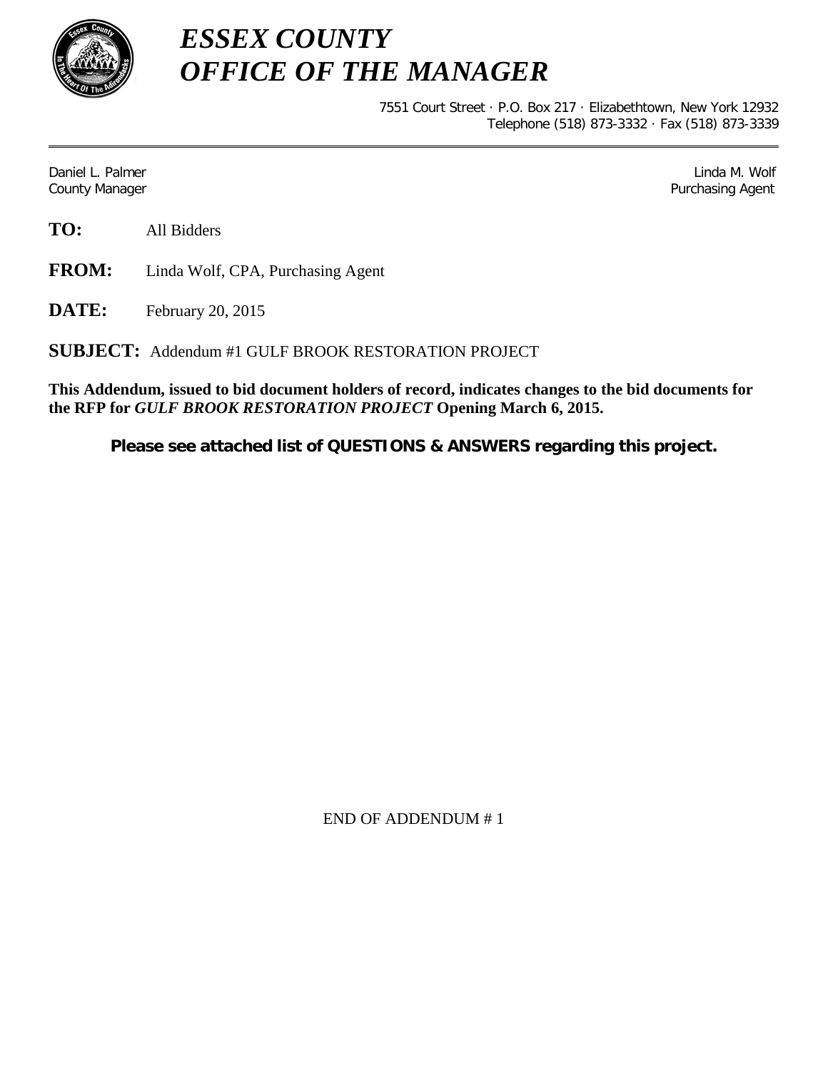# *ESSEX COUNTY*
# *OFFICE OF THE MANAGER*

7551 Court Street · P.O. Box 217 · Elizabethtown, New York 12932
Telephone (518) 873-3332 · Fax (518) 873-3339

---

Daniel L. Palmer
County Manager

Linda M. Wolf
Purchasing Agent

**TO:** All Bidders

**FROM:** Linda Wolf, CPA, Purchasing Agent

**DATE:** February 20, 2015

**SUBJECT:** Addendum #1 GULF BROOK RESTORATION PROJECT

**This Addendum, issued to bid document holders of record, indicates changes to the bid documents for the RFP for *GULF BROOK RESTORATION PROJECT* Opening March 6, 2015.**

**Please see attached list of QUESTIONS & ANSWERS regarding this project.**

END OF ADDENDUM # 1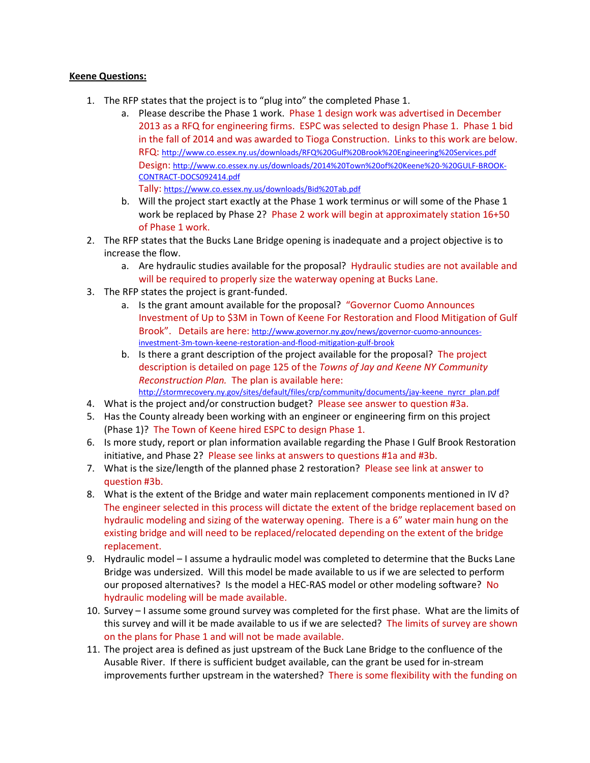**Keene Questions:**

1. The RFP states that the project is to "plug into" the completed Phase 1.
    a. Please describe the Phase 1 work. Phase 1 design work was advertised in December 2013 as a RFQ for engineering firms. ESPC was selected to design Phase 1. Phase 1 bid in the fall of 2014 and was awarded to Tioga Construction. Links to this work are below.
    RFQ: http://www.co.essex.ny.us/downloads/RFQ%20Gulf%20Brook%20Engineering%20Services.pdf
    Design: http://www.co.essex.ny.us/downloads/2014%20Town%20of%20Keene%20-%20GULF-BROOK-CONTRACT-DOCS092414.pdf
    Tally: https://www.co.essex.ny.us/downloads/Bid%20Tab.pdf
    b. Will the project start exactly at the Phase 1 work terminus or will some of the Phase 1 work be replaced by Phase 2? Phase 2 work will begin at approximately station 16+50 of Phase 1 work.
2. The RFP states that the Bucks Lane Bridge opening is inadequate and a project objective is to increase the flow.
    a. Are hydraulic studies available for the proposal? Hydraulic studies are not available and will be required to properly size the waterway opening at Bucks Lane.
3. The RFP states the project is grant-funded.
    a. Is the grant amount available for the proposal? "Governor Cuomo Announces Investment of Up to $3M in Town of Keene For Restoration and Flood Mitigation of Gulf Brook". Details are here: http://www.governor.ny.gov/news/governor-cuomo-announces-investment-3m-town-keene-restoration-and-flood-mitigation-gulf-brook
    b. Is there a grant description of the project available for the proposal? The project description is detailed on page 125 of the *Towns of Jay and Keene NY Community Reconstruction Plan.* The plan is available here: http://stormrecovery.ny.gov/sites/default/files/crp/community/documents/jay-keene_nyrcr_plan.pdf
4. What is the project and/or construction budget? Please see answer to question #3a.
5. Has the County already been working with an engineer or engineering firm on this project (Phase 1)? The Town of Keene hired ESPC to design Phase 1.
6. Is more study, report or plan information available regarding the Phase I Gulf Brook Restoration initiative, and Phase 2? Please see links at answers to questions #1a and #3b.
7. What is the size/length of the planned phase 2 restoration? Please see link at answer to question #3b.
8. What is the extent of the Bridge and water main replacement components mentioned in IV d? The engineer selected in this process will dictate the extent of the bridge replacement based on hydraulic modeling and sizing of the waterway opening. There is a 6" water main hung on the existing bridge and will need to be replaced/relocated depending on the extent of the bridge replacement.
9. Hydraulic model – I assume a hydraulic model was completed to determine that the Bucks Lane Bridge was undersized. Will this model be made available to us if we are selected to perform our proposed alternatives? Is the model a HEC-RAS model or other modeling software? No hydraulic modeling will be made available.
10. Survey – I assume some ground survey was completed for the first phase. What are the limits of this survey and will it be made available to us if we are selected? The limits of survey are shown on the plans for Phase 1 and will not be made available.
11. The project area is defined as just upstream of the Buck Lane Bridge to the confluence of the Ausable River. If there is sufficient budget available, can the grant be used for in-stream improvements further upstream in the watershed? There is some flexibility with the funding on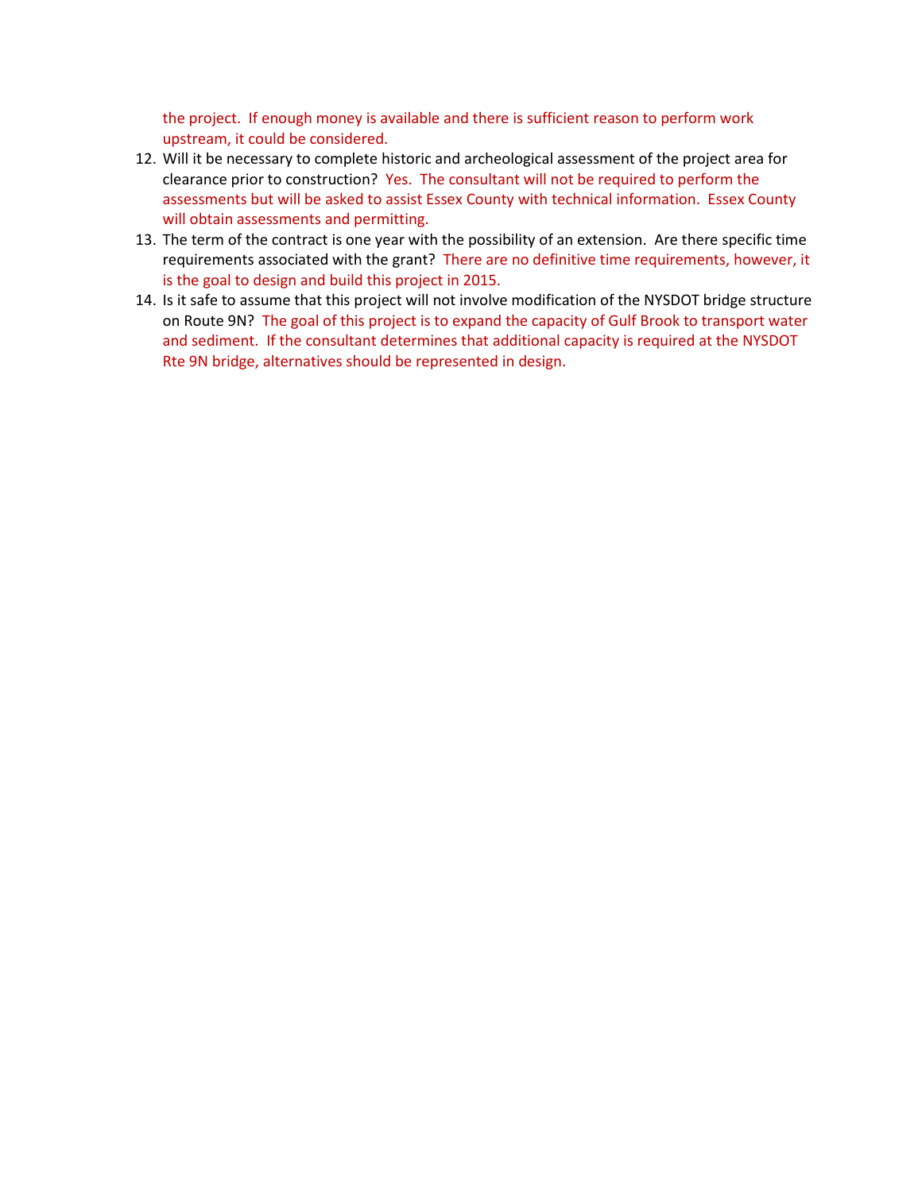the project. If enough money is available and there is sufficient reason to perform work upstream, it could be considered.

12. Will it be necessary to complete historic and archeological assessment of the project area for clearance prior to construction? Yes. The consultant will not be required to perform the assessments but will be asked to assist Essex County with technical information. Essex County will obtain assessments and permitting.
13. The term of the contract is one year with the possibility of an extension. Are there specific time requirements associated with the grant? There are no definitive time requirements, however, it is the goal to design and build this project in 2015.
14. Is it safe to assume that this project will not involve modification of the NYSDOT bridge structure on Route 9N? The goal of this project is to expand the capacity of Gulf Brook to transport water and sediment. If the consultant determines that additional capacity is required at the NYSDOT Rte 9N bridge, alternatives should be represented in design.